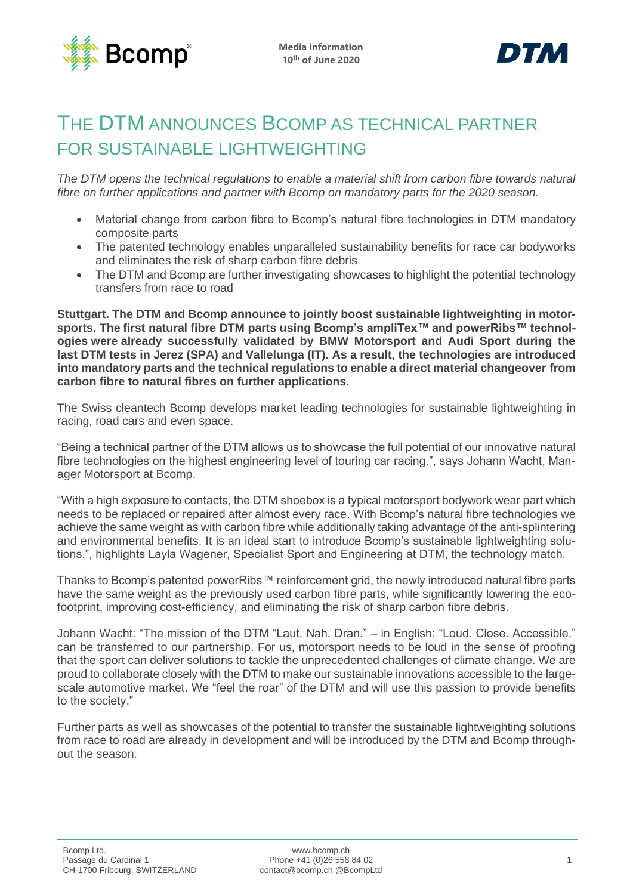Media information
10th of June 2020

# THE DTM ANNOUNCES BCOMP AS TECHNICAL PARTNER FOR SUSTAINABLE LIGHTWEIGHTING

*The DTM opens the technical regulations to enable a material shift from carbon fibre towards natural fibre on further applications and partner with Bcomp on mandatory parts for the 2020 season.*

- Material change from carbon fibre to Bcomp's natural fibre technologies in DTM mandatory composite parts
- The patented technology enables unparalleled sustainability benefits for race car bodyworks and eliminates the risk of sharp carbon fibre debris
- The DTM and Bcomp are further investigating showcases to highlight the potential technology transfers from race to road

**Stuttgart. The DTM and Bcomp announce to jointly boost sustainable lightweighting in motorsports. The first natural fibre DTM parts using Bcomp's ampliTex™ and powerRibs™ technologies were already successfully validated by BMW Motorsport and Audi Sport during the last DTM tests in Jerez (SPA) and Vallelunga (IT). As a result, the technologies are introduced into mandatory parts and the technical regulations to enable a direct material changeover from carbon fibre to natural fibres on further applications.**

The Swiss cleantech Bcomp develops market leading technologies for sustainable lightweighting in racing, road cars and even space.

"Being a technical partner of the DTM allows us to showcase the full potential of our innovative natural fibre technologies on the highest engineering level of touring car racing.", says Johann Wacht, Manager Motorsport at Bcomp.

"With a high exposure to contacts, the DTM shoebox is a typical motorsport bodywork wear part which needs to be replaced or repaired after almost every race. With Bcomp's natural fibre technologies we achieve the same weight as with carbon fibre while additionally taking advantage of the anti-splintering and environmental benefits. It is an ideal start to introduce Bcomp's sustainable lightweighting solutions.", highlights Layla Wagener, Specialist Sport and Engineering at DTM, the technology match.

Thanks to Bcomp's patented powerRibs™ reinforcement grid, the newly introduced natural fibre parts have the same weight as the previously used carbon fibre parts, while significantly lowering the eco-footprint, improving cost-efficiency, and eliminating the risk of sharp carbon fibre debris.

Johann Wacht: "The mission of the DTM "Laut. Nah. Dran." – in English: "Loud. Close. Accessible." can be transferred to our partnership. For us, motorsport needs to be loud in the sense of proofing that the sport can deliver solutions to tackle the unprecedented challenges of climate change. We are proud to collaborate closely with the DTM to make our sustainable innovations accessible to the large-scale automotive market. We "feel the roar" of the DTM and will use this passion to provide benefits to the society."

Further parts as well as showcases of the potential to transfer the sustainable lightweighting solutions from race to road are already in development and will be introduced by the DTM and Bcomp throughout the season.

Bcomp Ltd.
Passage du Cardinal 1
CH-1700 Fribourg, SWITZERLAND

www.bcomp.ch
Phone +41 (0)26 558 84 02
contact@bcomp.ch @BcompLtd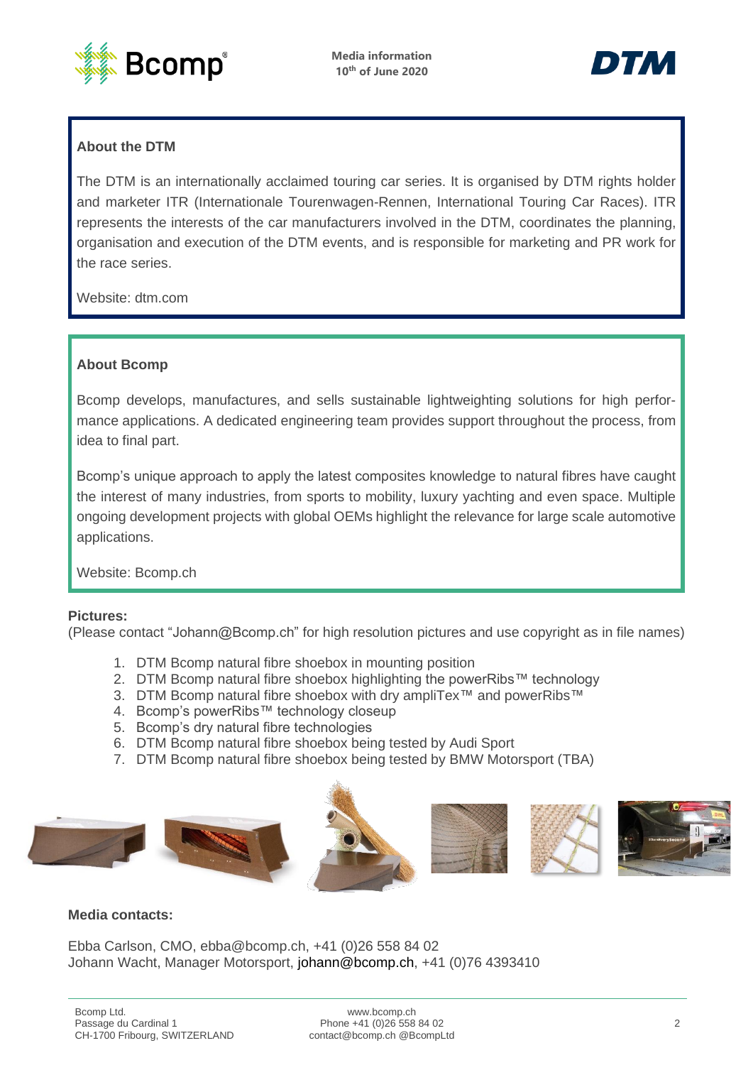## About the DTM

The DTM is an internationally acclaimed touring car series. It is organised by DTM rights holder and marketer ITR (Internationale Tourenwagen-Rennen, International Touring Car Races). ITR represents the interests of the car manufacturers involved in the DTM, coordinates the planning, organisation and execution of the DTM events, and is responsible for marketing and PR work for the race series.

Website: dtm.com

## About Bcomp

Bcomp develops, manufactures, and sells sustainable lightweighting solutions for high performance applications. A dedicated engineering team provides support throughout the process, from idea to final part.

Bcomp's unique approach to apply the latest composites knowledge to natural fibres have caught the interest of many industries, from sports to mobility, luxury yachting and even space. Multiple ongoing development projects with global OEMs highlight the relevance for large scale automotive applications.

Website: Bcomp.ch

**Pictures:**
(Please contact "Johann@Bcomp.ch" for high resolution pictures and use copyright as in file names)

1. DTM Bcomp natural fibre shoebox in mounting position
2. DTM Bcomp natural fibre shoebox highlighting the powerRibs™ technology
3. DTM Bcomp natural fibre shoebox with dry ampliTex™ and powerRibs™
4. Bcomp's powerRibs™ technology closeup
5. Bcomp's dry natural fibre technologies
6. DTM Bcomp natural fibre shoebox being tested by Audi Sport
7. DTM Bcomp natural fibre shoebox being tested by BMW Motorsport (TBA)

**Media contacts:**

Ebba Carlson, CMO, ebba@bcomp.ch, +41 (0)26 558 84 02
Johann Wacht, Manager Motorsport, johann@bcomp.ch, +41 (0)76 4393410

Bcomp Ltd.
Passage du Cardinal 1
CH-1700 Fribourg, SWITZERLAND

www.bcomp.ch
Phone +41 (0)26 558 84 02
contact@bcomp.ch @BcompLtd